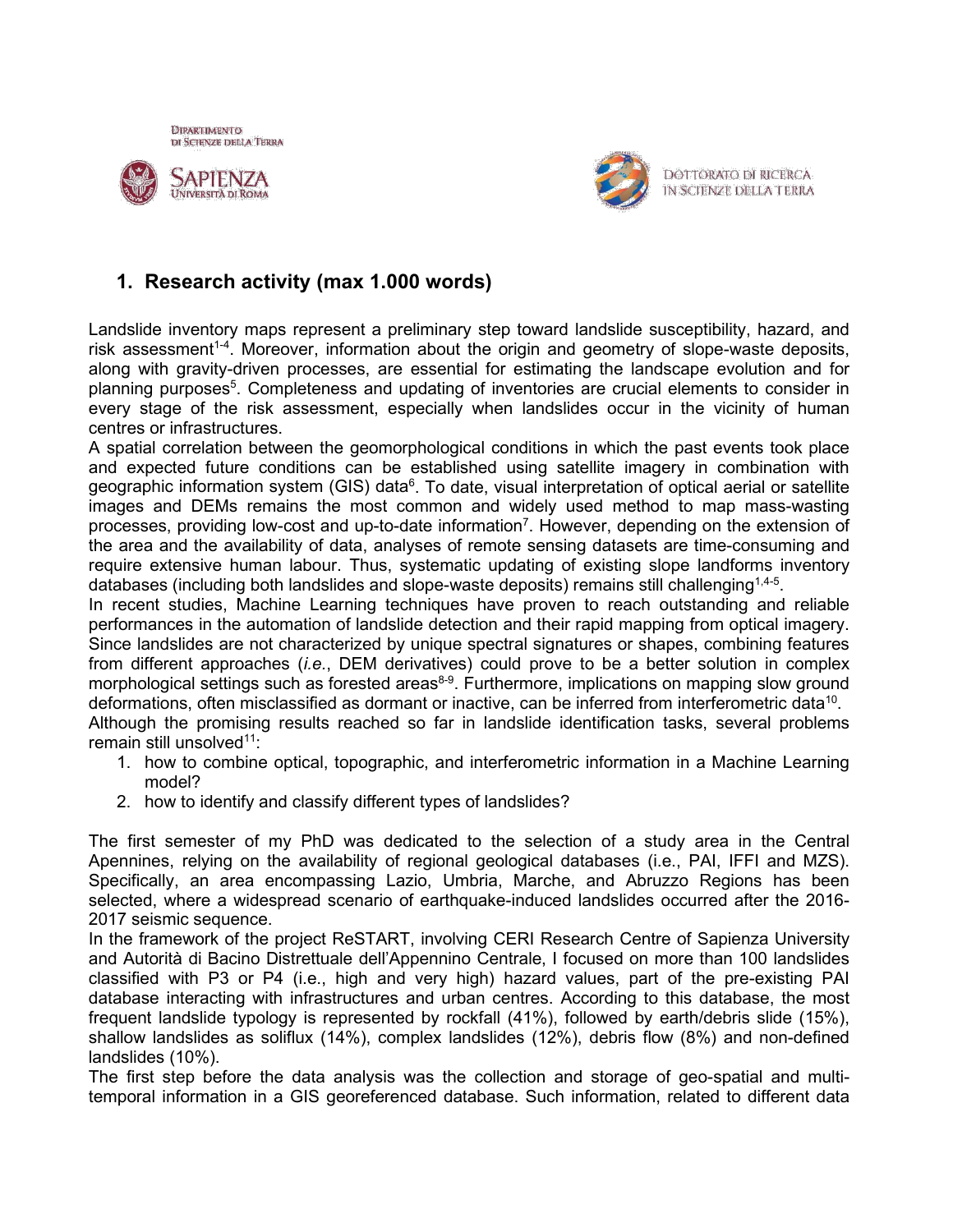Dipartimento di Scienze della Terra

Sapienza Università di Roma

Dottorato di Ricerca in Scienze della Terra

## 1. Research activity (max 1.000 words)

Landslide inventory maps represent a preliminary step toward landslide susceptibility, hazard, and risk assessment[1-4]. Moreover, information about the origin and geometry of slope-waste deposits, along with gravity-driven processes, are essential for estimating the landscape evolution and for planning purposes[5]. Completeness and updating of inventories are crucial elements to consider in every stage of the risk assessment, especially when landslides occur in the vicinity of human centres or infrastructures.

A spatial correlation between the geomorphological conditions in which the past events took place and expected future conditions can be established using satellite imagery in combination with geographic information system (GIS) data[6]. To date, visual interpretation of optical aerial or satellite images and DEMs remains the most common and widely used method to map mass-wasting processes, providing low-cost and up-to-date information[7]. However, depending on the extension of the area and the availability of data, analyses of remote sensing datasets are time-consuming and require extensive human labour. Thus, systematic updating of existing slope landforms inventory databases (including both landslides and slope-waste deposits) remains still challenging[1,4-5].

In recent studies, Machine Learning techniques have proven to reach outstanding and reliable performances in the automation of landslide detection and their rapid mapping from optical imagery. Since landslides are not characterized by unique spectral signatures or shapes, combining features from different approaches (*i.e.*, DEM derivatives) could prove to be a better solution in complex morphological settings such as forested areas[8-9]. Furthermore, implications on mapping slow ground deformations, often misclassified as dormant or inactive, can be inferred from interferometric data[10].

Although the promising results reached so far in landslide identification tasks, several problems remain still unsolved[11]:

1. how to combine optical, topographic, and interferometric information in a Machine Learning model?
2. how to identify and classify different types of landslides?

The first semester of my PhD was dedicated to the selection of a study area in the Central Apennines, relying on the availability of regional geological databases (i.e., PAI, IFFI and MZS). Specifically, an area encompassing Lazio, Umbria, Marche, and Abruzzo Regions has been selected, where a widespread scenario of earthquake-induced landslides occurred after the 2016-2017 seismic sequence.

In the framework of the project ReSTART, involving CERI Research Centre of Sapienza University and Autorità di Bacino Distrettuale dell'Appennino Centrale, I focused on more than 100 landslides classified with P3 or P4 (i.e., high and very high) hazard values, part of the pre-existing PAI database interacting with infrastructures and urban centres. According to this database, the most frequent landslide typology is represented by rockfall (41%), followed by earth/debris slide (15%), shallow landslides as soliflux (14%), complex landslides (12%), debris flow (8%) and non-defined landslides (10%).

The first step before the data analysis was the collection and storage of geo-spatial and multi-temporal information in a GIS georeferenced database. Such information, related to different data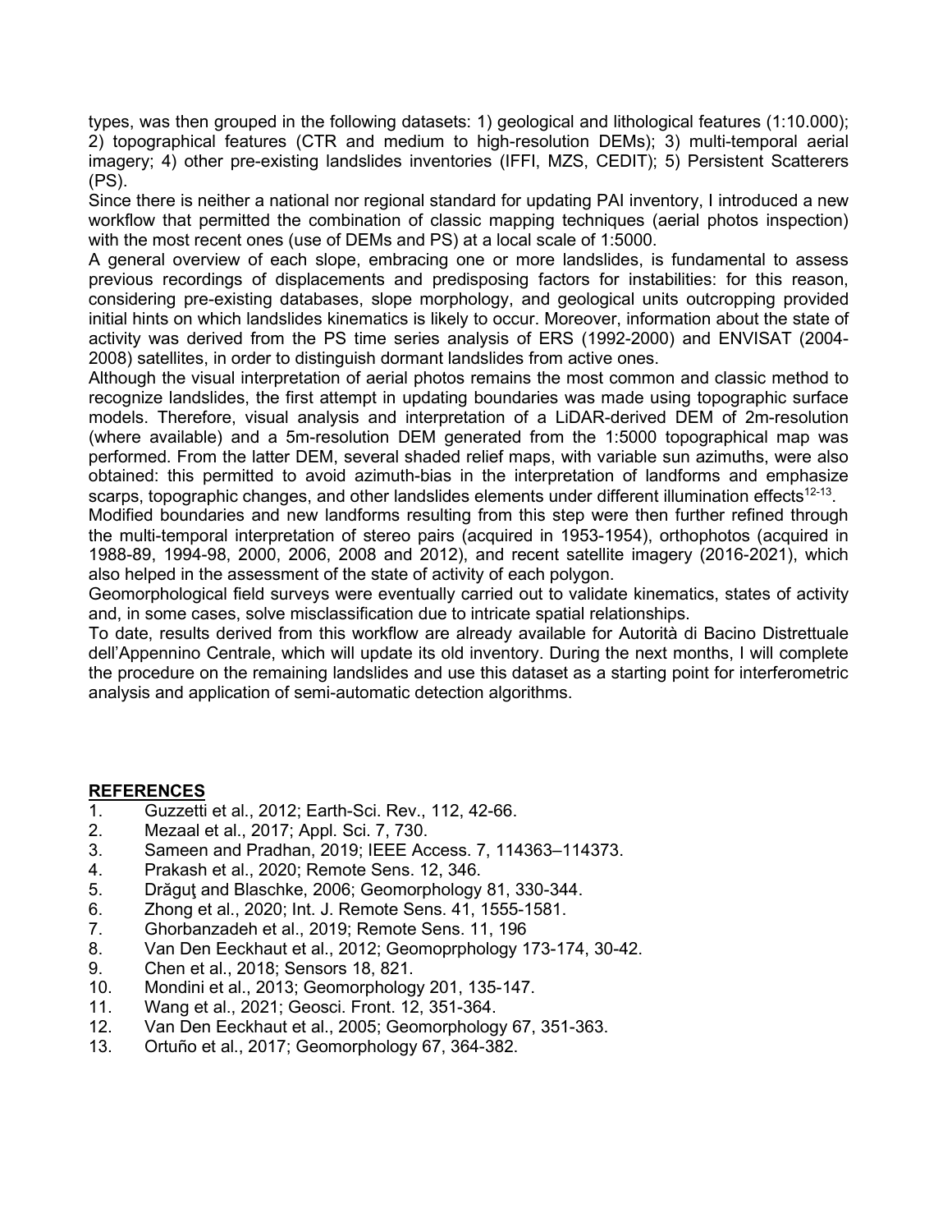types, was then grouped in the following datasets: 1) geological and lithological features (1:10.000); 2) topographical features (CTR and medium to high-resolution DEMs); 3) multi-temporal aerial imagery; 4) other pre-existing landslides inventories (IFFI, MZS, CEDIT); 5) Persistent Scatterers (PS).

Since there is neither a national nor regional standard for updating PAI inventory, I introduced a new workflow that permitted the combination of classic mapping techniques (aerial photos inspection) with the most recent ones (use of DEMs and PS) at a local scale of 1:5000.

A general overview of each slope, embracing one or more landslides, is fundamental to assess previous recordings of displacements and predisposing factors for instabilities: for this reason, considering pre-existing databases, slope morphology, and geological units outcropping provided initial hints on which landslides kinematics is likely to occur. Moreover, information about the state of activity was derived from the PS time series analysis of ERS (1992-2000) and ENVISAT (2004-2008) satellites, in order to distinguish dormant landslides from active ones.

Although the visual interpretation of aerial photos remains the most common and classic method to recognize landslides, the first attempt in updating boundaries was made using topographic surface models. Therefore, visual analysis and interpretation of a LiDAR-derived DEM of 2m-resolution (where available) and a 5m-resolution DEM generated from the 1:5000 topographical map was performed. From the latter DEM, several shaded relief maps, with variable sun azimuths, were also obtained: this permitted to avoid azimuth-bias in the interpretation of landforms and emphasize scarps, topographic changes, and other landslides elements under different illumination effects[12-13].

Modified boundaries and new landforms resulting from this step were then further refined through the multi-temporal interpretation of stereo pairs (acquired in 1953-1954), orthophotos (acquired in 1988-89, 1994-98, 2000, 2006, 2008 and 2012), and recent satellite imagery (2016-2021), which also helped in the assessment of the state of activity of each polygon.

Geomorphological field surveys were eventually carried out to validate kinematics, states of activity and, in some cases, solve misclassification due to intricate spatial relationships.

To date, results derived from this workflow are already available for Autorità di Bacino Distrettuale dell'Appennino Centrale, which will update its old inventory. During the next months, I will complete the procedure on the remaining landslides and use this dataset as a starting point for interferometric analysis and application of semi-automatic detection algorithms.

## REFERENCES

1. Guzzetti et al., 2012; Earth-Sci. Rev., 112, 42-66.
2. Mezaal et al., 2017; Appl. Sci. 7, 730.
3. Sameen and Pradhan, 2019; IEEE Access. 7, 114363–114373.
4. Prakash et al., 2020; Remote Sens. 12, 346.
5. Drăguţ and Blaschke, 2006; Geomorphology 81, 330-344.
6. Zhong et al., 2020; Int. J. Remote Sens. 41, 1555-1581.
7. Ghorbanzadeh et al., 2019; Remote Sens. 11, 196
8. Van Den Eeckhaut et al., 2012; Geomoprphology 173-174, 30-42.
9. Chen et al., 2018; Sensors 18, 821.
10. Mondini et al., 2013; Geomorphology 201, 135-147.
11. Wang et al., 2021; Geosci. Front. 12, 351-364.
12. Van Den Eeckhaut et al., 2005; Geomorphology 67, 351-363.
13. Ortuño et al., 2017; Geomorphology 67, 364-382.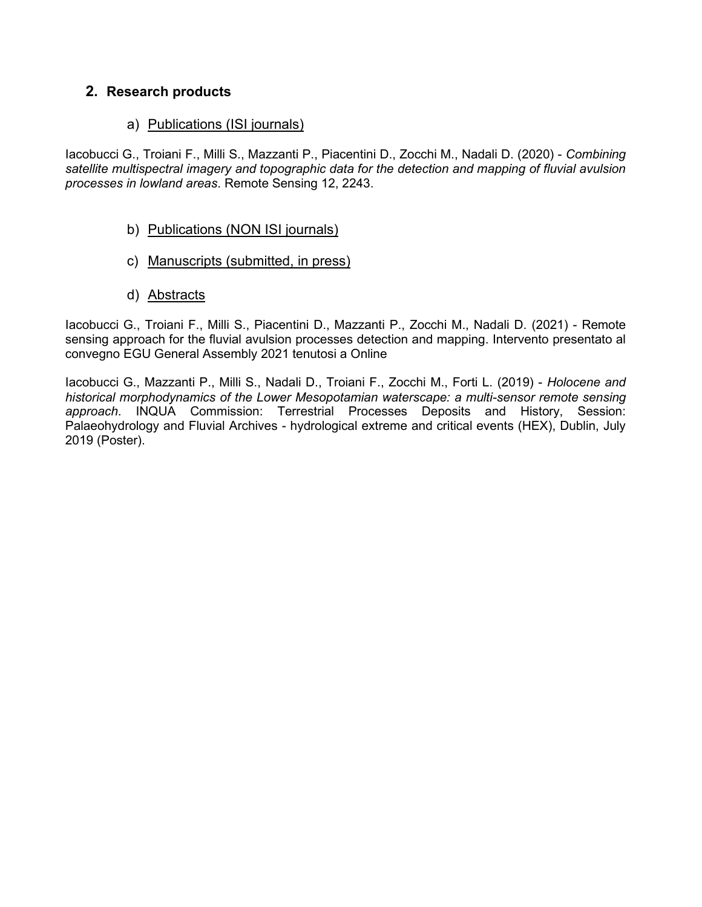## 2. Research products

### a) Publications (ISI journals)

Iacobucci G., Troiani F., Milli S., Mazzanti P., Piacentini D., Zocchi M., Nadali D. (2020) - *Combining satellite multispectral imagery and topographic data for the detection and mapping of fluvial avulsion processes in lowland areas*. Remote Sensing 12, 2243.

### b) Publications (NON ISI journals)

### c) Manuscripts (submitted, in press)

### d) Abstracts

Iacobucci G., Troiani F., Milli S., Piacentini D., Mazzanti P., Zocchi M., Nadali D. (2021) - Remote sensing approach for the fluvial avulsion processes detection and mapping. Intervento presentato al convegno EGU General Assembly 2021 tenutosi a Online

Iacobucci G., Mazzanti P., Milli S., Nadali D., Troiani F., Zocchi M., Forti L. (2019) - *Holocene and historical morphodynamics of the Lower Mesopotamian waterscape: a multi-sensor remote sensing approach*. INQUA Commission: Terrestrial Processes Deposits and History, Session: Palaeohydrology and Fluvial Archives - hydrological extreme and critical events (HEX), Dublin, July 2019 (Poster).